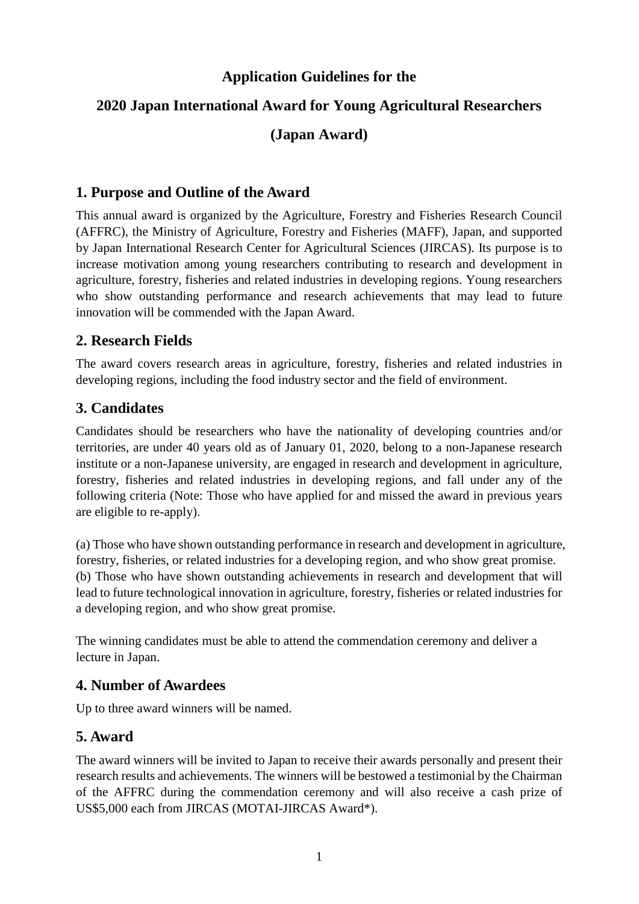# Application Guidelines for the

# 2020 Japan International Award for Young Agricultural Researchers

# (Japan Award)

## 1. Purpose and Outline of the Award

This annual award is organized by the Agriculture, Forestry and Fisheries Research Council (AFFRC), the Ministry of Agriculture, Forestry and Fisheries (MAFF), Japan, and supported by Japan International Research Center for Agricultural Sciences (JIRCAS). Its purpose is to increase motivation among young researchers contributing to research and development in agriculture, forestry, fisheries and related industries in developing regions. Young researchers who show outstanding performance and research achievements that may lead to future innovation will be commended with the Japan Award.

## 2. Research Fields

The award covers research areas in agriculture, forestry, fisheries and related industries in developing regions, including the food industry sector and the field of environment.

## 3. Candidates

Candidates should be researchers who have the nationality of developing countries and/or territories, are under 40 years old as of January 01, 2020, belong to a non-Japanese research institute or a non-Japanese university, are engaged in research and development in agriculture, forestry, fisheries and related industries in developing regions, and fall under any of the following criteria (Note: Those who have applied for and missed the award in previous years are eligible to re-apply).

(a) Those who have shown outstanding performance in research and development in agriculture, forestry, fisheries, or related industries for a developing region, and who show great promise.
(b) Those who have shown outstanding achievements in research and development that will lead to future technological innovation in agriculture, forestry, fisheries or related industries for a developing region, and who show great promise.

The winning candidates must be able to attend the commendation ceremony and deliver a lecture in Japan.

## 4. Number of Awardees

Up to three award winners will be named.

## 5. Award

The award winners will be invited to Japan to receive their awards personally and present their research results and achievements. The winners will be bestowed a testimonial by the Chairman of the AFFRC during the commendation ceremony and will also receive a cash prize of US$5,000 each from JIRCAS (MOTAI-JIRCAS Award*).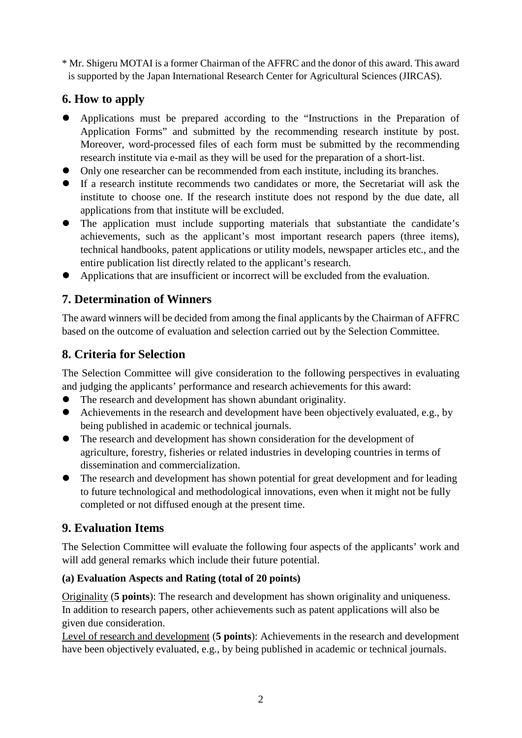* Mr. Shigeru MOTAI is a former Chairman of the AFFRC and the donor of this award. This award is supported by the Japan International Research Center for Agricultural Sciences (JIRCAS).

## 6. How to apply

- Applications must be prepared according to the "Instructions in the Preparation of Application Forms" and submitted by the recommending research institute by post. Moreover, word-processed files of each form must be submitted by the recommending research institute via e-mail as they will be used for the preparation of a short-list.
- Only one researcher can be recommended from each institute, including its branches.
- If a research institute recommends two candidates or more, the Secretariat will ask the institute to choose one. If the research institute does not respond by the due date, all applications from that institute will be excluded.
- The application must include supporting materials that substantiate the candidate's achievements, such as the applicant's most important research papers (three items), technical handbooks, patent applications or utility models, newspaper articles etc., and the entire publication list directly related to the applicant's research.
- Applications that are insufficient or incorrect will be excluded from the evaluation.

## 7. Determination of Winners

The award winners will be decided from among the final applicants by the Chairman of AFFRC based on the outcome of evaluation and selection carried out by the Selection Committee.

## 8. Criteria for Selection

The Selection Committee will give consideration to the following perspectives in evaluating and judging the applicants' performance and research achievements for this award:

- The research and development has shown abundant originality.
- Achievements in the research and development have been objectively evaluated, e.g., by being published in academic or technical journals.
- The research and development has shown consideration for the development of agriculture, forestry, fisheries or related industries in developing countries in terms of dissemination and commercialization.
- The research and development has shown potential for great development and for leading to future technological and methodological innovations, even when it might not be fully completed or not diffused enough at the present time.

## 9. Evaluation Items

The Selection Committee will evaluate the following four aspects of the applicants' work and will add general remarks which include their future potential.

### (a) Evaluation Aspects and Rating (total of 20 points)

Originality (**5 points**): The research and development has shown originality and uniqueness. In addition to research papers, other achievements such as patent applications will also be given due consideration.

Level of research and development (**5 points**): Achievements in the research and development have been objectively evaluated, e.g., by being published in academic or technical journals.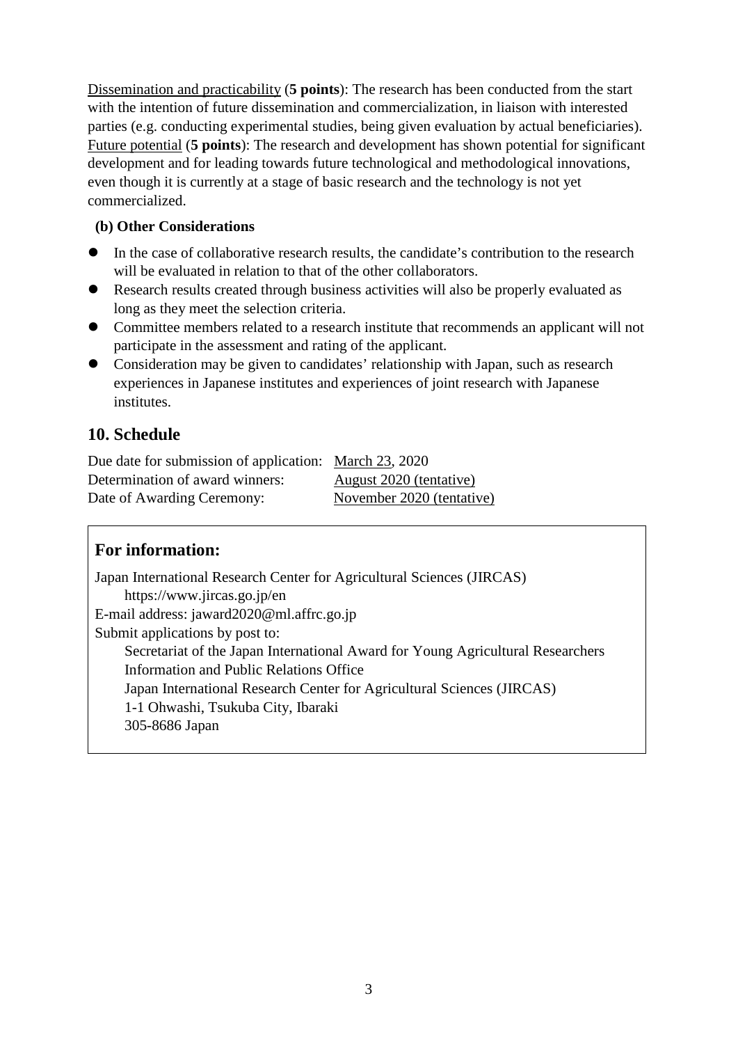Dissemination and practicability (**5 points**): The research has been conducted from the start with the intention of future dissemination and commercialization, in liaison with interested parties (e.g. conducting experimental studies, being given evaluation by actual beneficiaries).

Future potential (**5 points**): The research and development has shown potential for significant development and for leading towards future technological and methodological innovations, even though it is currently at a stage of basic research and the technology is not yet commercialized.

**(b) Other Considerations**

- In the case of collaborative research results, the candidate's contribution to the research will be evaluated in relation to that of the other collaborators.
- Research results created through business activities will also be properly evaluated as long as they meet the selection criteria.
- Committee members related to a research institute that recommends an applicant will not participate in the assessment and rating of the applicant.
- Consideration may be given to candidates' relationship with Japan, such as research experiences in Japanese institutes and experiences of joint research with Japanese institutes.

## 10. Schedule

| | |
|---|---|
| Due date for submission of application: | March 23, 2020 |
| Determination of award winners: | August 2020 (tentative) |
| Date of Awarding Ceremony: | November 2020 (tentative) |

### For information:

Japan International Research Center for Agricultural Sciences (JIRCAS)
https://www.jircas.go.jp/en
E-mail address: jaward2020@ml.affrc.go.jp
Submit applications by post to:
Secretariat of the Japan International Award for Young Agricultural Researchers
Information and Public Relations Office
Japan International Research Center for Agricultural Sciences (JIRCAS)
1-1 Ohwashi, Tsukuba City, Ibaraki
305-8686 Japan